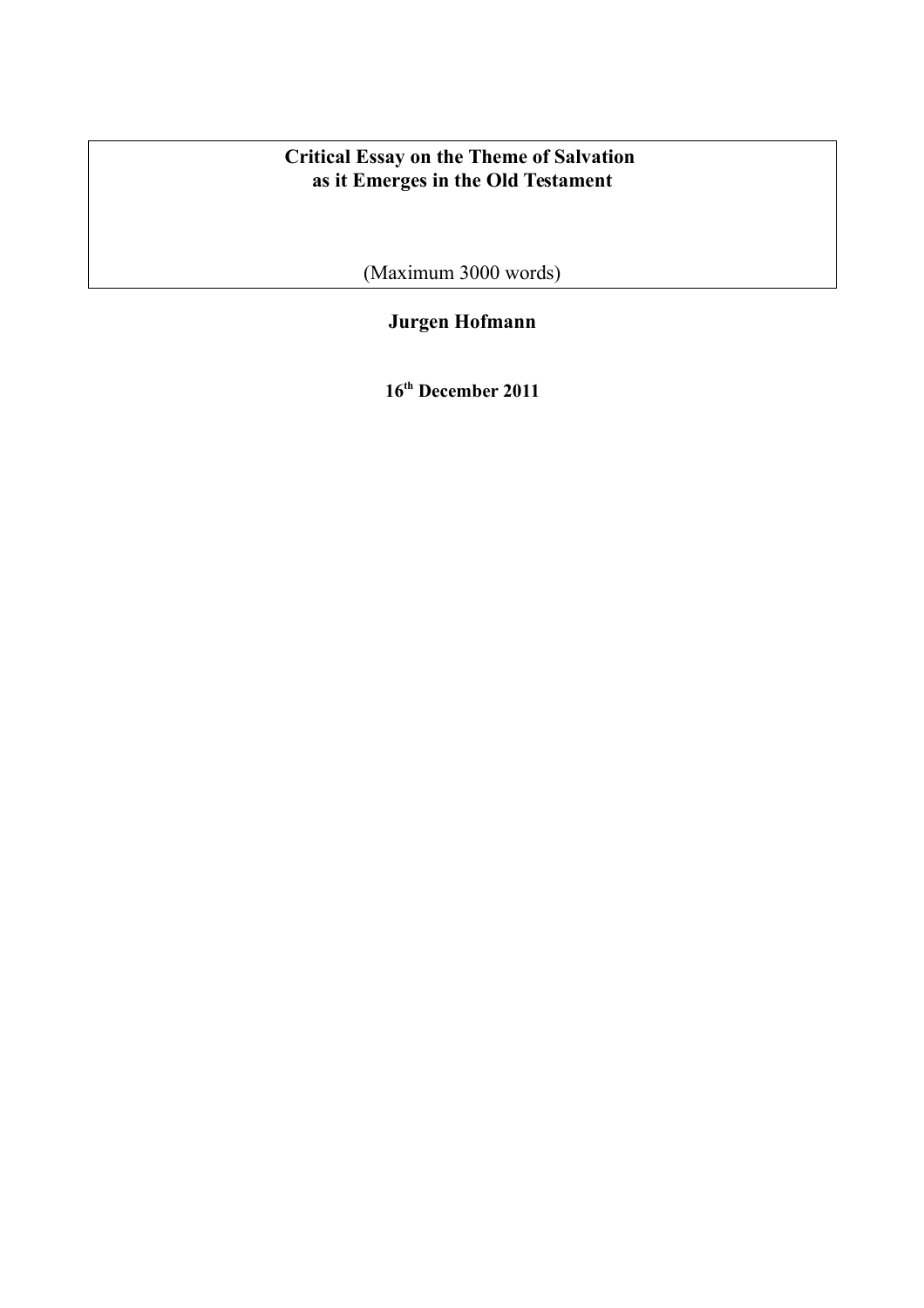# Critical Essay on the Theme of Salvation as it Emerges in the Old Testament

(Maximum 3000 words)

**Jurgen Hofmann**

**16th December 2011**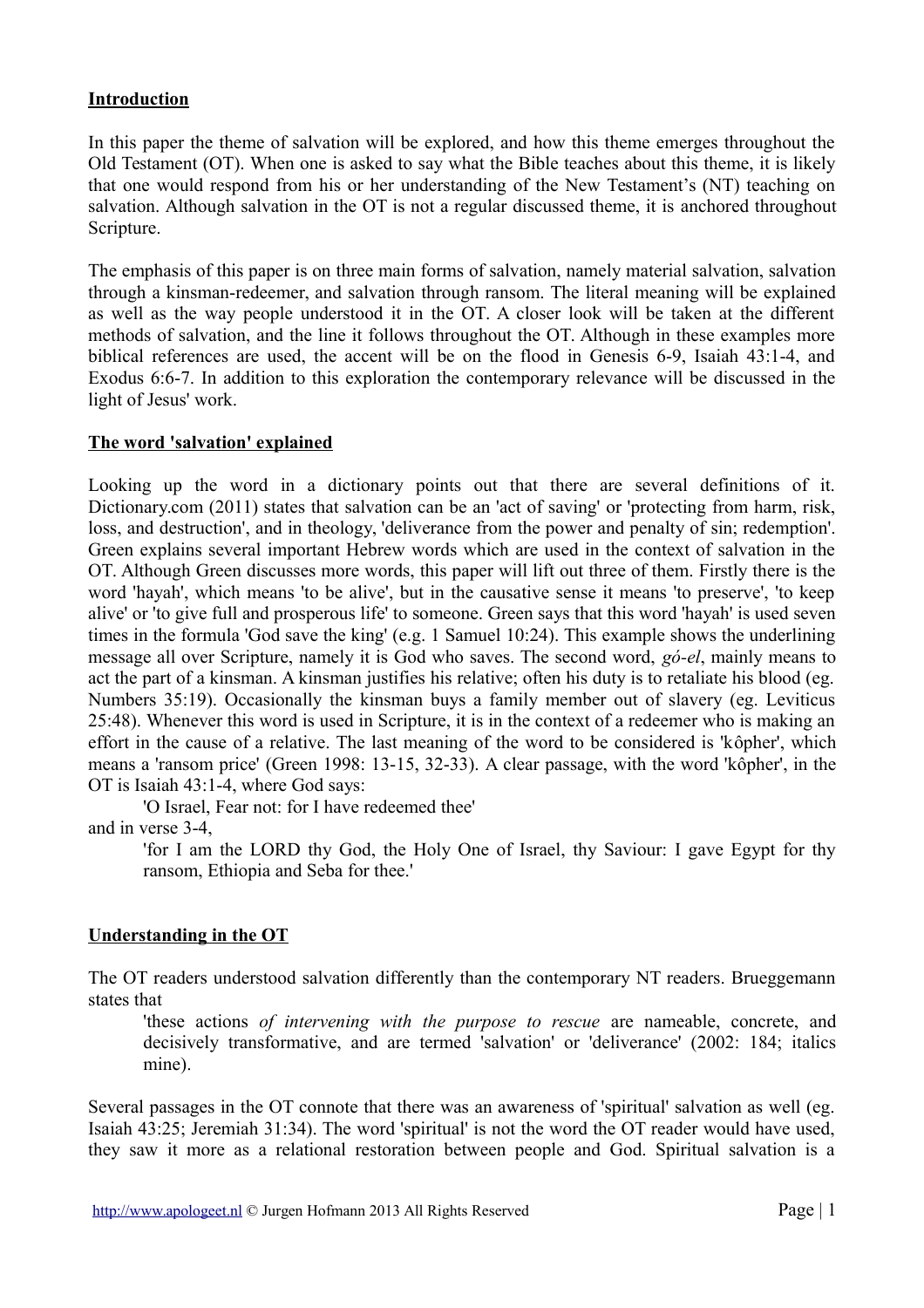**Introduction**

In this paper the theme of salvation will be explored, and how this theme emerges throughout the Old Testament (OT). When one is asked to say what the Bible teaches about this theme, it is likely that one would respond from his or her understanding of the New Testament's (NT) teaching on salvation. Although salvation in the OT is not a regular discussed theme, it is anchored throughout Scripture.

The emphasis of this paper is on three main forms of salvation, namely material salvation, salvation through a kinsman-redeemer, and salvation through ransom. The literal meaning will be explained as well as the way people understood it in the OT. A closer look will be taken at the different methods of salvation, and the line it follows throughout the OT. Although in these examples more biblical references are used, the accent will be on the flood in Genesis 6-9, Isaiah 43:1-4, and Exodus 6:6-7. In addition to this exploration the contemporary relevance will be discussed in the light of Jesus' work.

**The word 'salvation' explained**

Looking up the word in a dictionary points out that there are several definitions of it. Dictionary.com (2011) states that salvation can be an 'act of saving' or 'protecting from harm, risk, loss, and destruction', and in theology, 'deliverance from the power and penalty of sin; redemption'. Green explains several important Hebrew words which are used in the context of salvation in the OT. Although Green discusses more words, this paper will lift out three of them. Firstly there is the word 'hayah', which means 'to be alive', but in the causative sense it means 'to preserve', 'to keep alive' or 'to give full and prosperous life' to someone. Green says that this word 'hayah' is used seven times in the formula 'God save the king' (e.g. 1 Samuel 10:24). This example shows the underlining message all over Scripture, namely it is God who saves. The second word, *gó-el*, mainly means to act the part of a kinsman. A kinsman justifies his relative; often his duty is to retaliate his blood (eg. Numbers 35:19). Occasionally the kinsman buys a family member out of slavery (eg. Leviticus 25:48). Whenever this word is used in Scripture, it is in the context of a redeemer who is making an effort in the cause of a relative. The last meaning of the word to be considered is 'kôpher', which means a 'ransom price' (Green 1998: 13-15, 32-33). A clear passage, with the word 'kôpher', in the OT is Isaiah 43:1-4, where God says:

> 'O Israel, Fear not: for I have redeemed thee'

and in verse 3-4,

> 'for I am the LORD thy God, the Holy One of Israel, thy Saviour: I gave Egypt for thy ransom, Ethiopia and Seba for thee.'

**Understanding in the OT**

The OT readers understood salvation differently than the contemporary NT readers. Brueggemann states that

> 'these actions *of intervening with the purpose to rescue* are nameable, concrete, and decisively transformative, and are termed 'salvation' or 'deliverance' (2002: 184; italics mine).

Several passages in the OT connote that there was an awareness of 'spiritual' salvation as well (eg. Isaiah 43:25; Jeremiah 31:34). The word 'spiritual' is not the word the OT reader would have used, they saw it more as a relational restoration between people and God. Spiritual salvation is a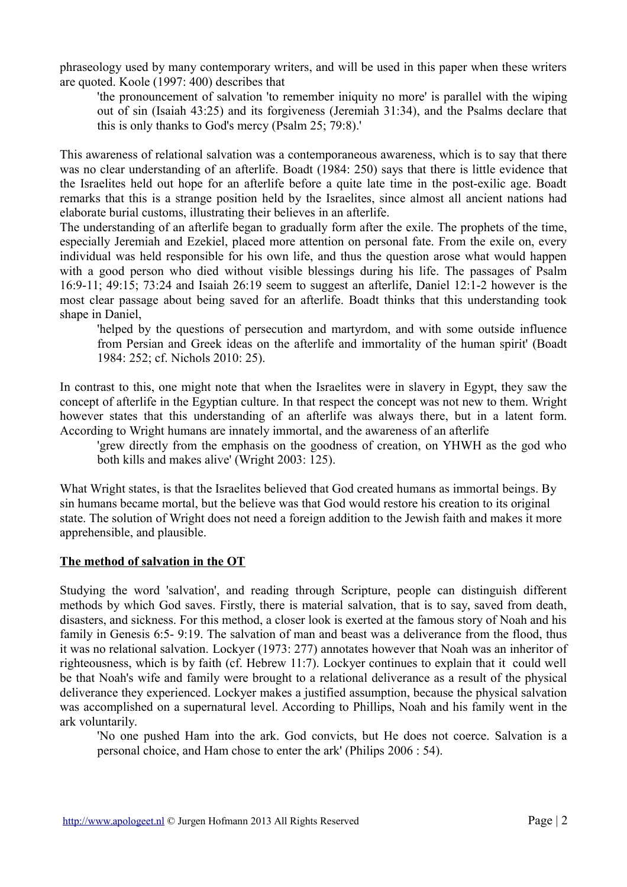phraseology used by many contemporary writers, and will be used in this paper when these writers are quoted. Koole (1997: 400) describes that

> 'the pronouncement of salvation 'to remember iniquity no more' is parallel with the wiping out of sin (Isaiah 43:25) and its forgiveness (Jeremiah 31:34), and the Psalms declare that this is only thanks to God's mercy (Psalm 25; 79:8).'

This awareness of relational salvation was a contemporaneous awareness, which is to say that there was no clear understanding of an afterlife. Boadt (1984: 250) says that there is little evidence that the Israelites held out hope for an afterlife before a quite late time in the post-exilic age. Boadt remarks that this is a strange position held by the Israelites, since almost all ancient nations had elaborate burial customs, illustrating their believes in an afterlife.

The understanding of an afterlife began to gradually form after the exile. The prophets of the time, especially Jeremiah and Ezekiel, placed more attention on personal fate. From the exile on, every individual was held responsible for his own life, and thus the question arose what would happen with a good person who died without visible blessings during his life. The passages of Psalm 16:9-11; 49:15; 73:24 and Isaiah 26:19 seem to suggest an afterlife, Daniel 12:1-2 however is the most clear passage about being saved for an afterlife. Boadt thinks that this understanding took shape in Daniel,

> 'helped by the questions of persecution and martyrdom, and with some outside influence from Persian and Greek ideas on the afterlife and immortality of the human spirit' (Boadt 1984: 252; cf. Nichols 2010: 25).

In contrast to this, one might note that when the Israelites were in slavery in Egypt, they saw the concept of afterlife in the Egyptian culture. In that respect the concept was not new to them. Wright however states that this understanding of an afterlife was always there, but in a latent form. According to Wright humans are innately immortal, and the awareness of an afterlife

> 'grew directly from the emphasis on the goodness of creation, on YHWH as the god who both kills and makes alive' (Wright 2003: 125).

What Wright states, is that the Israelites believed that God created humans as immortal beings. By sin humans became mortal, but the believe was that God would restore his creation to its original state. The solution of Wright does not need a foreign addition to the Jewish faith and makes it more apprehensible, and plausible.

## The method of salvation in the OT

Studying the word 'salvation', and reading through Scripture, people can distinguish different methods by which God saves. Firstly, there is material salvation, that is to say, saved from death, disasters, and sickness. For this method, a closer look is exerted at the famous story of Noah and his family in Genesis 6:5- 9:19. The salvation of man and beast was a deliverance from the flood, thus it was no relational salvation. Lockyer (1973: 277) annotates however that Noah was an inheritor of righteousness, which is by faith (cf. Hebrew 11:7). Lockyer continues to explain that it could well be that Noah's wife and family were brought to a relational deliverance as a result of the physical deliverance they experienced. Lockyer makes a justified assumption, because the physical salvation was accomplished on a supernatural level. According to Phillips, Noah and his family went in the ark voluntarily.

> 'No one pushed Ham into the ark. God convicts, but He does not coerce. Salvation is a personal choice, and Ham chose to enter the ark' (Philips 2006 : 54).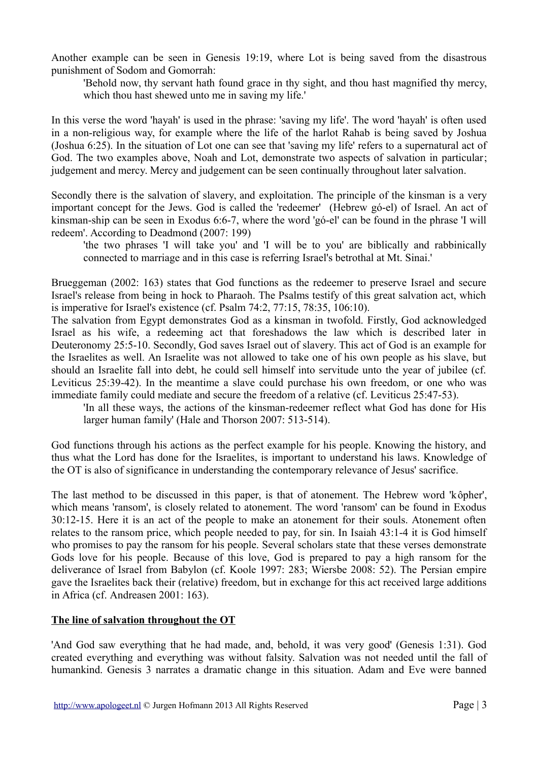Another example can be seen in Genesis 19:19, where Lot is being saved from the disastrous punishment of Sodom and Gomorrah:

> 'Behold now, thy servant hath found grace in thy sight, and thou hast magnified thy mercy, which thou hast shewed unto me in saving my life.'

In this verse the word 'hayah' is used in the phrase: 'saving my life'. The word 'hayah' is often used in a non-religious way, for example where the life of the harlot Rahab is being saved by Joshua (Joshua 6:25). In the situation of Lot one can see that 'saving my life' refers to a supernatural act of God. The two examples above, Noah and Lot, demonstrate two aspects of salvation in particular; judgement and mercy. Mercy and judgement can be seen continually throughout later salvation.

Secondly there is the salvation of slavery, and exploitation. The principle of the kinsman is a very important concept for the Jews. God is called the 'redeemer' (Hebrew gó-el) of Israel. An act of kinsman-ship can be seen in Exodus 6:6-7, where the word 'gó-el' can be found in the phrase 'I will redeem'. According to Deadmond (2007: 199)

> 'the two phrases 'I will take you' and 'I will be to you' are biblically and rabbinically connected to marriage and in this case is referring Israel's betrothal at Mt. Sinai.'

Brueggeman (2002: 163) states that God functions as the redeemer to preserve Israel and secure Israel's release from being in hock to Pharaoh. The Psalms testify of this great salvation act, which is imperative for Israel's existence (cf. Psalm 74:2, 77:15, 78:35, 106:10).
The salvation from Egypt demonstrates God as a kinsman in twofold. Firstly, God acknowledged Israel as his wife, a redeeming act that foreshadows the law which is described later in Deuteronomy 25:5-10. Secondly, God saves Israel out of slavery. This act of God is an example for the Israelites as well. An Israelite was not allowed to take one of his own people as his slave, but should an Israelite fall into debt, he could sell himself into servitude unto the year of jubilee (cf. Leviticus 25:39-42). In the meantime a slave could purchase his own freedom, or one who was immediate family could mediate and secure the freedom of a relative (cf. Leviticus 25:47-53).

> 'In all these ways, the actions of the kinsman-redeemer reflect what God has done for His larger human family' (Hale and Thorson 2007: 513-514).

God functions through his actions as the perfect example for his people. Knowing the history, and thus what the Lord has done for the Israelites, is important to understand his laws. Knowledge of the OT is also of significance in understanding the contemporary relevance of Jesus' sacrifice.

The last method to be discussed in this paper, is that of atonement. The Hebrew word 'kôpher', which means 'ransom', is closely related to atonement. The word 'ransom' can be found in Exodus 30:12-15. Here it is an act of the people to make an atonement for their souls. Atonement often relates to the ransom price, which people needed to pay, for sin. In Isaiah 43:1-4 it is God himself who promises to pay the ransom for his people. Several scholars state that these verses demonstrate Gods love for his people. Because of this love, God is prepared to pay a high ransom for the deliverance of Israel from Babylon (cf. Koole 1997: 283; Wiersbe 2008: 52). The Persian empire gave the Israelites back their (relative) freedom, but in exchange for this act received large additions in Africa (cf. Andreasen 2001: 163).

## **The line of salvation throughout the OT**

'And God saw everything that he had made, and, behold, it was very good' (Genesis 1:31). God created everything and everything was without falsity. Salvation was not needed until the fall of humankind. Genesis 3 narrates a dramatic change in this situation. Adam and Eve were banned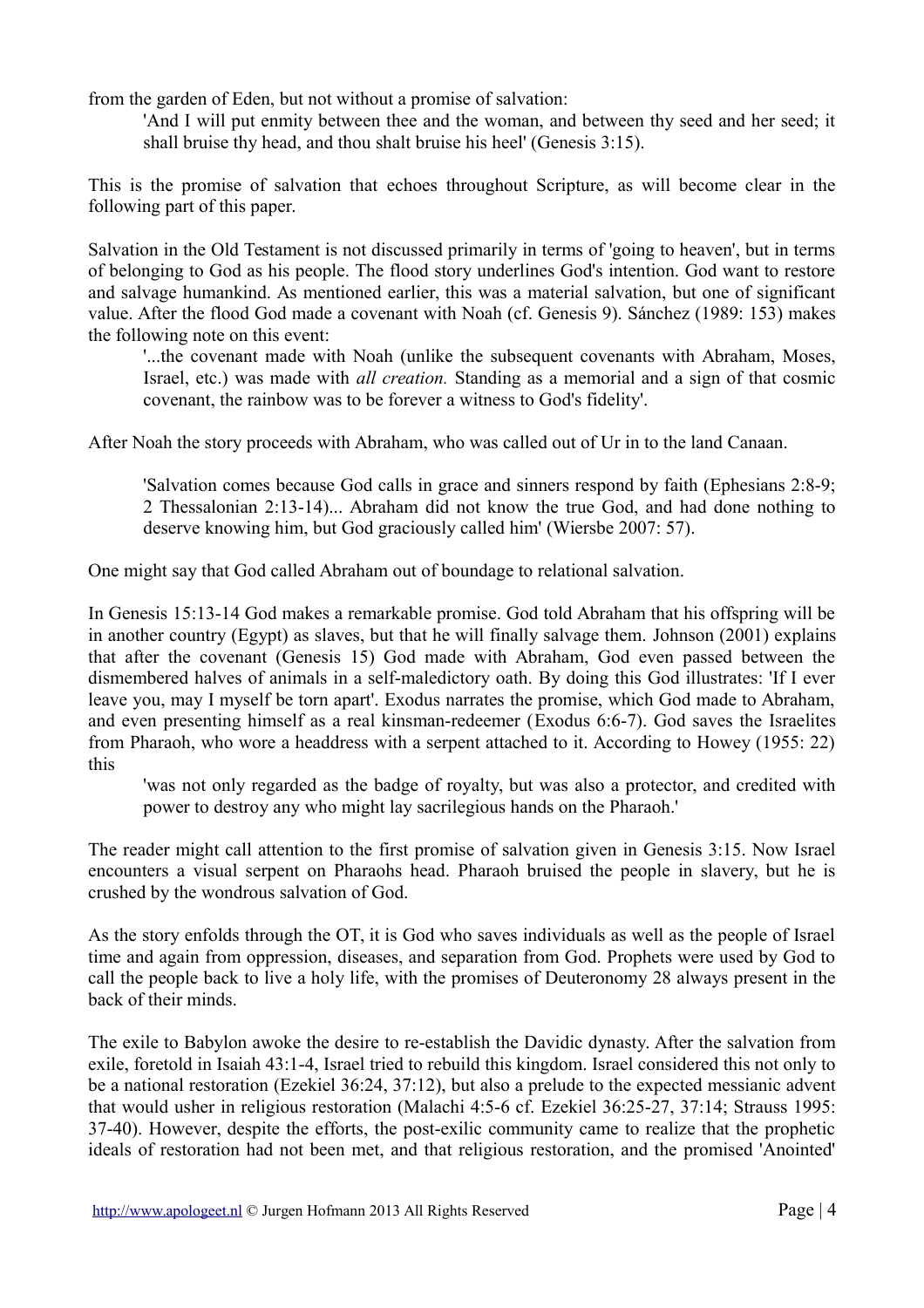from the garden of Eden, but not without a promise of salvation:

> 'And I will put enmity between thee and the woman, and between thy seed and her seed; it shall bruise thy head, and thou shalt bruise his heel' (Genesis 3:15).

This is the promise of salvation that echoes throughout Scripture, as will become clear in the following part of this paper.

Salvation in the Old Testament is not discussed primarily in terms of 'going to heaven', but in terms of belonging to God as his people. The flood story underlines God's intention. God want to restore and salvage humankind. As mentioned earlier, this was a material salvation, but one of significant value. After the flood God made a covenant with Noah (cf. Genesis 9). Sánchez (1989: 153) makes the following note on this event:

> '...the covenant made with Noah (unlike the subsequent covenants with Abraham, Moses, Israel, etc.) was made with *all creation.* Standing as a memorial and a sign of that cosmic covenant, the rainbow was to be forever a witness to God's fidelity'.

After Noah the story proceeds with Abraham, who was called out of Ur in to the land Canaan.

> 'Salvation comes because God calls in grace and sinners respond by faith (Ephesians 2:8-9; 2 Thessalonian 2:13-14)... Abraham did not know the true God, and had done nothing to deserve knowing him, but God graciously called him' (Wiersbe 2007: 57).

One might say that God called Abraham out of boundage to relational salvation.

In Genesis 15:13-14 God makes a remarkable promise. God told Abraham that his offspring will be in another country (Egypt) as slaves, but that he will finally salvage them. Johnson (2001) explains that after the covenant (Genesis 15) God made with Abraham, God even passed between the dismembered halves of animals in a self-maledictory oath. By doing this God illustrates: 'If I ever leave you, may I myself be torn apart'. Exodus narrates the promise, which God made to Abraham, and even presenting himself as a real kinsman-redeemer (Exodus 6:6-7). God saves the Israelites from Pharaoh, who wore a headdress with a serpent attached to it. According to Howey (1955: 22) this

> 'was not only regarded as the badge of royalty, but was also a protector, and credited with power to destroy any who might lay sacrilegious hands on the Pharaoh.'

The reader might call attention to the first promise of salvation given in Genesis 3:15. Now Israel encounters a visual serpent on Pharaohs head. Pharaoh bruised the people in slavery, but he is crushed by the wondrous salvation of God.

As the story enfolds through the OT, it is God who saves individuals as well as the people of Israel time and again from oppression, diseases, and separation from God. Prophets were used by God to call the people back to live a holy life, with the promises of Deuteronomy 28 always present in the back of their minds.

The exile to Babylon awoke the desire to re-establish the Davidic dynasty. After the salvation from exile, foretold in Isaiah 43:1-4, Israel tried to rebuild this kingdom. Israel considered this not only to be a national restoration (Ezekiel 36:24, 37:12), but also a prelude to the expected messianic advent that would usher in religious restoration (Malachi 4:5-6 cf. Ezekiel 36:25-27, 37:14; Strauss 1995: 37-40). However, despite the efforts, the post-exilic community came to realize that the prophetic ideals of restoration had not been met, and that religious restoration, and the promised 'Anointed'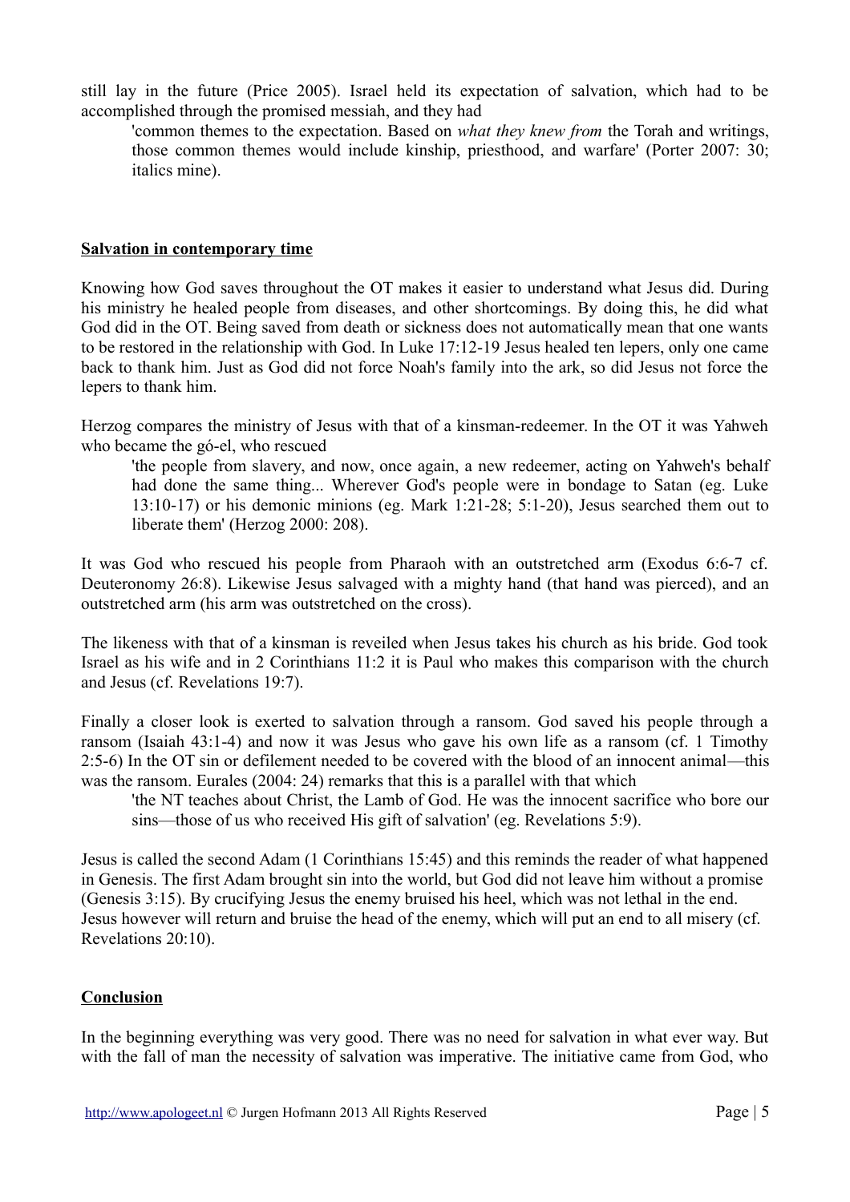still lay in the future (Price 2005). Israel held its expectation of salvation, which had to be accomplished through the promised messiah, and they had

> 'common themes to the expectation. Based on *what they knew from* the Torah and writings, those common themes would include kinship, priesthood, and warfare' (Porter 2007: 30; italics mine).

## Salvation in contemporary time

Knowing how God saves throughout the OT makes it easier to understand what Jesus did. During his ministry he healed people from diseases, and other shortcomings. By doing this, he did what God did in the OT. Being saved from death or sickness does not automatically mean that one wants to be restored in the relationship with God. In Luke 17:12-19 Jesus healed ten lepers, only one came back to thank him. Just as God did not force Noah's family into the ark, so did Jesus not force the lepers to thank him.

Herzog compares the ministry of Jesus with that of a kinsman-redeemer. In the OT it was Yahweh who became the gó-el, who rescued

> 'the people from slavery, and now, once again, a new redeemer, acting on Yahweh's behalf had done the same thing... Wherever God's people were in bondage to Satan (eg. Luke 13:10-17) or his demonic minions (eg. Mark 1:21-28; 5:1-20), Jesus searched them out to liberate them' (Herzog 2000: 208).

It was God who rescued his people from Pharaoh with an outstretched arm (Exodus 6:6-7 cf. Deuteronomy 26:8). Likewise Jesus salvaged with a mighty hand (that hand was pierced), and an outstretched arm (his arm was outstretched on the cross).

The likeness with that of a kinsman is reveiled when Jesus takes his church as his bride. God took Israel as his wife and in 2 Corinthians 11:2 it is Paul who makes this comparison with the church and Jesus (cf. Revelations 19:7).

Finally a closer look is exerted to salvation through a ransom. God saved his people through a ransom (Isaiah 43:1-4) and now it was Jesus who gave his own life as a ransom (cf. 1 Timothy 2:5-6) In the OT sin or defilement needed to be covered with the blood of an innocent animal—this was the ransom. Eurales (2004: 24) remarks that this is a parallel with that which

> 'the NT teaches about Christ, the Lamb of God. He was the innocent sacrifice who bore our sins—those of us who received His gift of salvation' (eg. Revelations 5:9).

Jesus is called the second Adam (1 Corinthians 15:45) and this reminds the reader of what happened in Genesis. The first Adam brought sin into the world, but God did not leave him without a promise (Genesis 3:15). By crucifying Jesus the enemy bruised his heel, which was not lethal in the end. Jesus however will return and bruise the head of the enemy, which will put an end to all misery (cf. Revelations 20:10).

## Conclusion

In the beginning everything was very good. There was no need for salvation in what ever way. But with the fall of man the necessity of salvation was imperative. The initiative came from God, who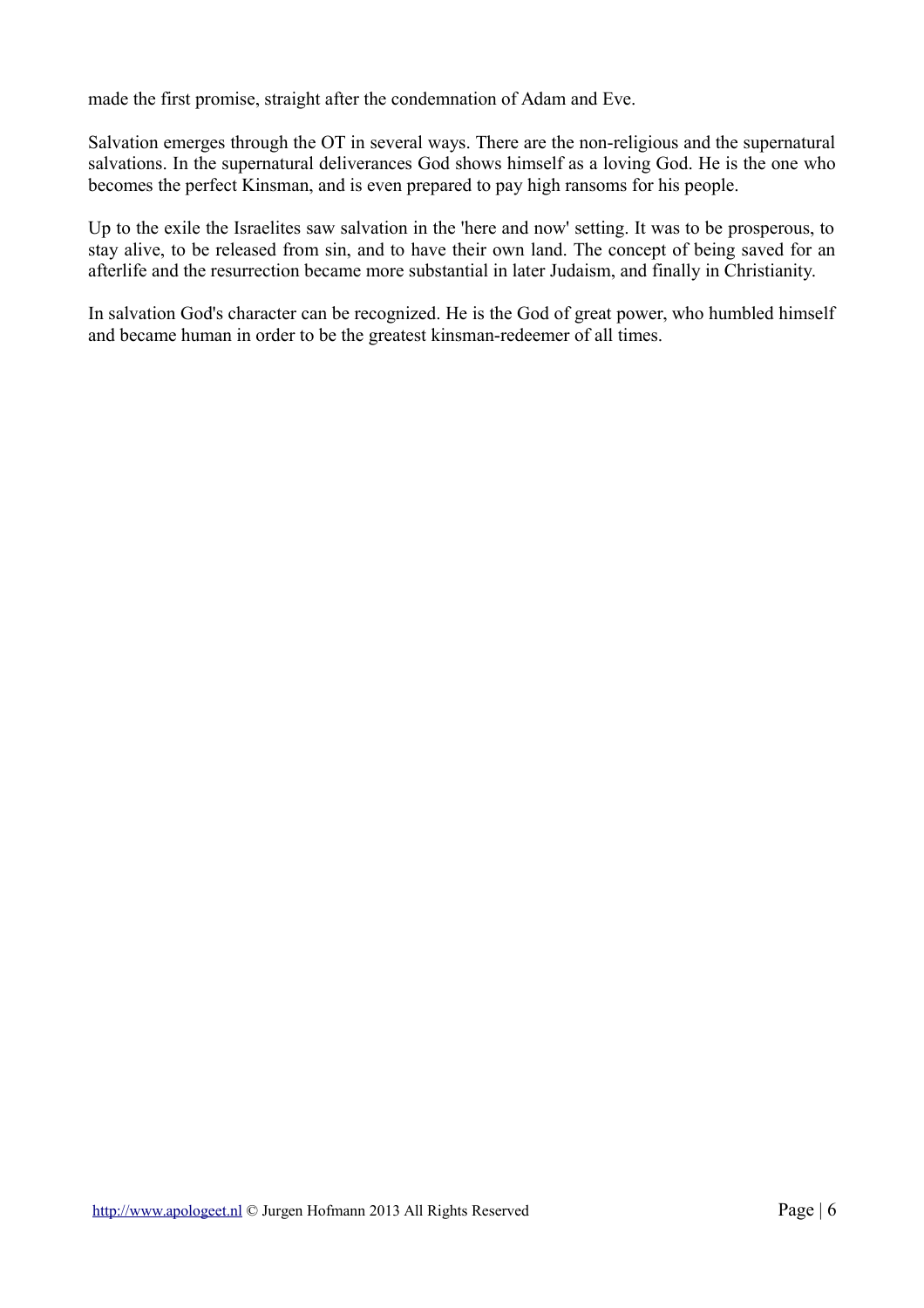made the first promise, straight after the condemnation of Adam and Eve.

Salvation emerges through the OT in several ways. There are the non-religious and the supernatural salvations. In the supernatural deliverances God shows himself as a loving God. He is the one who becomes the perfect Kinsman, and is even prepared to pay high ransoms for his people.

Up to the exile the Israelites saw salvation in the 'here and now' setting. It was to be prosperous, to stay alive, to be released from sin, and to have their own land. The concept of being saved for an afterlife and the resurrection became more substantial in later Judaism, and finally in Christianity.

In salvation God's character can be recognized. He is the God of great power, who humbled himself and became human in order to be the greatest kinsman-redeemer of all times.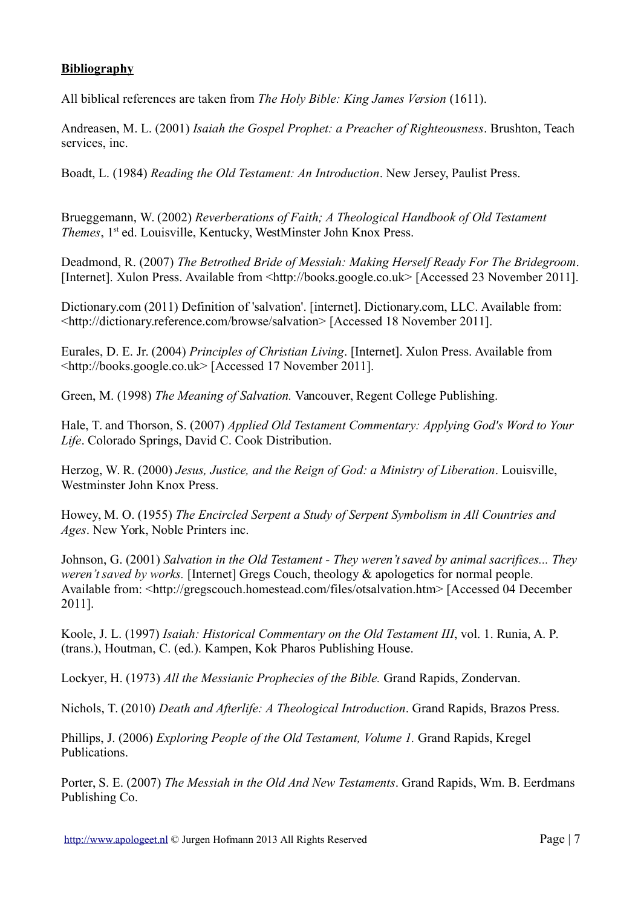**Bibliography**

All biblical references are taken from *The Holy Bible: King James Version* (1611).

Andreasen, M. L. (2001) *Isaiah the Gospel Prophet: a Preacher of Righteousness*. Brushton, Teach services, inc.

Boadt, L. (1984) *Reading the Old Testament: An Introduction*. New Jersey, Paulist Press.

Brueggemann, W. (2002) *Reverberations of Faith; A Theological Handbook of Old Testament Themes*, 1st ed. Louisville, Kentucky, WestMinster John Knox Press.

Deadmond, R. (2007) *The Betrothed Bride of Messiah: Making Herself Ready For The Bridegroom*. [Internet]. Xulon Press. Available from <http://books.google.co.uk> [Accessed 23 November 2011].

Dictionary.com (2011) Definition of 'salvation'. [internet]. Dictionary.com, LLC. Available from: <http://dictionary.reference.com/browse/salvation> [Accessed 18 November 2011].

Eurales, D. E. Jr. (2004) *Principles of Christian Living*. [Internet]. Xulon Press. Available from <http://books.google.co.uk> [Accessed 17 November 2011].

Green, M. (1998) *The Meaning of Salvation.* Vancouver, Regent College Publishing.

Hale, T. and Thorson, S. (2007) *Applied Old Testament Commentary: Applying God's Word to Your Life*. Colorado Springs, David C. Cook Distribution.

Herzog, W. R. (2000) *Jesus, Justice, and the Reign of God: a Ministry of Liberation*. Louisville, Westminster John Knox Press.

Howey, M. O. (1955) *The Encircled Serpent a Study of Serpent Symbolism in All Countries and Ages*. New York, Noble Printers inc.

Johnson, G. (2001) *Salvation in the Old Testament - They weren't saved by animal sacrifices... They weren't saved by works.* [Internet] Gregs Couch, theology & apologetics for normal people. Available from: <http://gregscouch.homestead.com/files/otsalvation.htm> [Accessed 04 December 2011].

Koole, J. L. (1997) *Isaiah: Historical Commentary on the Old Testament III*, vol. 1. Runia, A. P. (trans.), Houtman, C. (ed.). Kampen, Kok Pharos Publishing House.

Lockyer, H. (1973) *All the Messianic Prophecies of the Bible.* Grand Rapids, Zondervan.

Nichols, T. (2010) *Death and Afterlife: A Theological Introduction*. Grand Rapids, Brazos Press.

Phillips, J. (2006) *Exploring People of the Old Testament, Volume 1.* Grand Rapids, Kregel Publications.

Porter, S. E. (2007) *The Messiah in the Old And New Testaments*. Grand Rapids, Wm. B. Eerdmans Publishing Co.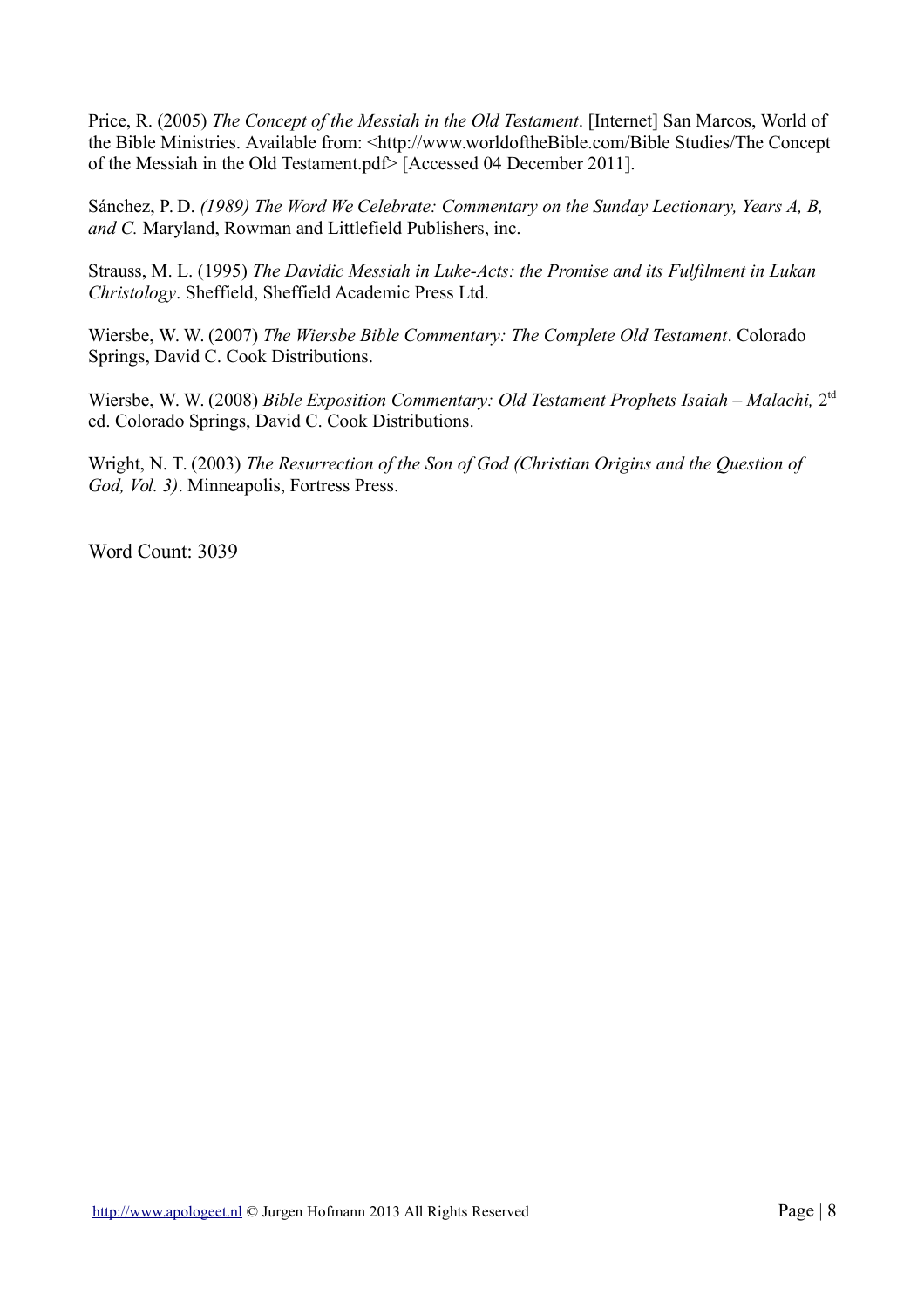Price, R. (2005) *The Concept of the Messiah in the Old Testament*. [Internet] San Marcos, World of the Bible Ministries. Available from: <http://www.worldoftheBible.com/Bible Studies/The Concept of the Messiah in the Old Testament.pdf> [Accessed 04 December 2011].

Sánchez, P. D. *(1989) The Word We Celebrate: Commentary on the Sunday Lectionary, Years A, B, and C.* Maryland, Rowman and Littlefield Publishers, inc.

Strauss, M. L. (1995) *The Davidic Messiah in Luke-Acts: the Promise and its Fulfilment in Lukan Christology*. Sheffield, Sheffield Academic Press Ltd.

Wiersbe, W. W. (2007) *The Wiersbe Bible Commentary: The Complete Old Testament*. Colorado Springs, David C. Cook Distributions.

Wiersbe, W. W. (2008) *Bible Exposition Commentary: Old Testament Prophets Isaiah – Malachi,* 2[td] ed. Colorado Springs, David C. Cook Distributions.

Wright, N. T. (2003) *The Resurrection of the Son of God (Christian Origins and the Question of God, Vol. 3)*. Minneapolis, Fortress Press.

Word Count: 3039